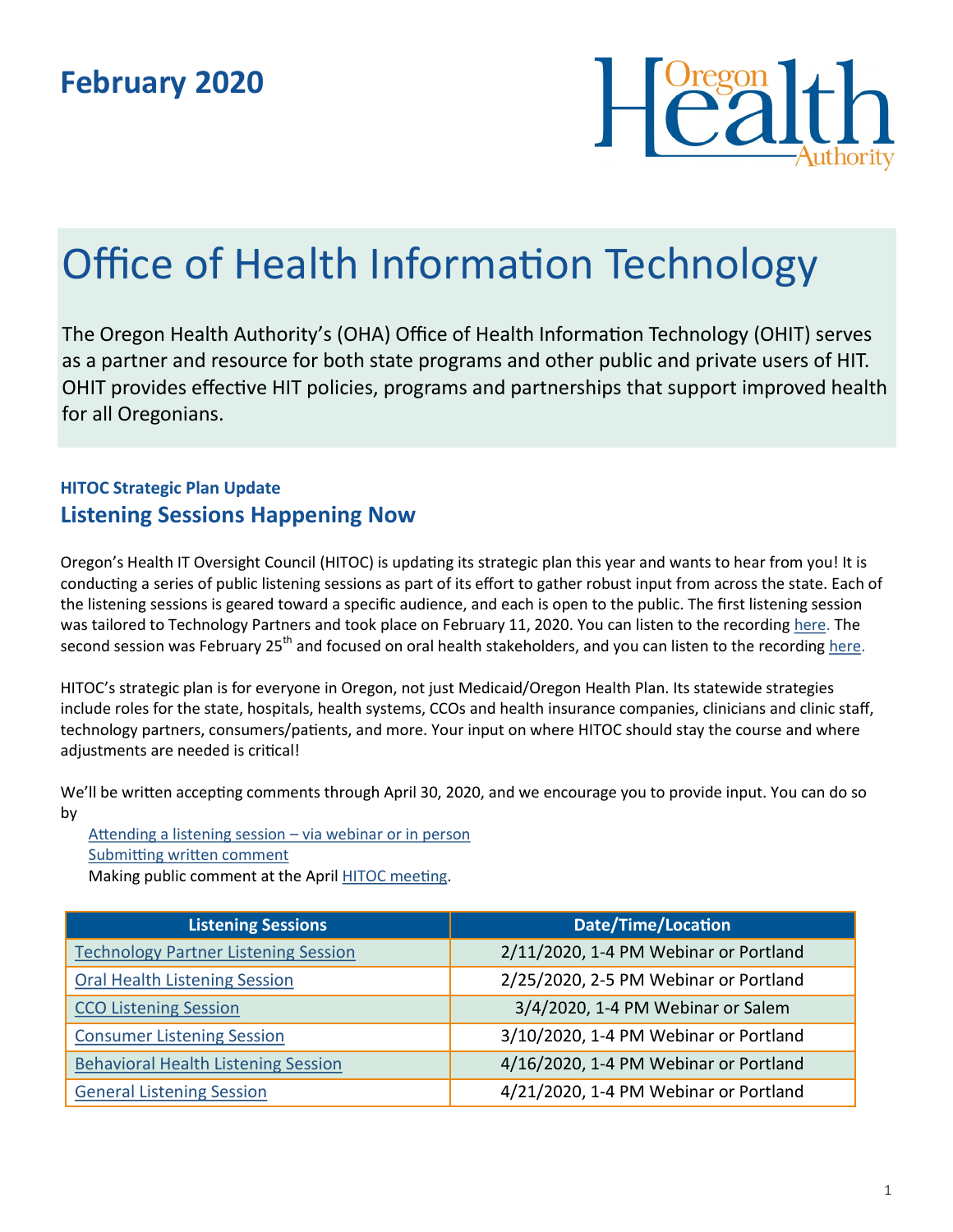# February 2020

Oregon Health Authority

# Office of Health Information Technology

The Oregon Health Authority's (OHA) Office of Health Information Technology (OHIT) serves as a partner and resource for both state programs and other public and private users of HIT. OHIT provides effective HIT policies, programs and partnerships that support improved health for all Oregonians.

### HITOC Strategic Plan Update

## Listening Sessions Happening Now

Oregon's Health IT Oversight Council (HITOC) is updating its strategic plan this year and wants to hear from you! It is conducting a series of public listening sessions as part of its effort to gather robust input from across the state. Each of the listening sessions is geared toward a specific audience, and each is open to the public. The first listening session was tailored to Technology Partners and took place on February 11, 2020. You can listen to the recording here. The second session was February 25th and focused on oral health stakeholders, and you can listen to the recording here.

HITOC's strategic plan is for everyone in Oregon, not just Medicaid/Oregon Health Plan. Its statewide strategies include roles for the state, hospitals, health systems, CCOs and health insurance companies, clinicians and clinic staff, technology partners, consumers/patients, and more. Your input on where HITOC should stay the course and where adjustments are needed is critical!

We'll be written accepting comments through April 30, 2020, and we encourage you to provide input. You can do so by

- Attending a listening session – via webinar or in person
- Submitting written comment
- Making public comment at the April HITOC meeting.

| Listening Sessions | Date/Time/Location |
| --- | --- |
| Technology Partner Listening Session | 2/11/2020, 1-4 PM Webinar or Portland |
| Oral Health Listening Session | 2/25/2020, 2-5 PM Webinar or Portland |
| CCO Listening Session | 3/4/2020, 1-4 PM Webinar or Salem |
| Consumer Listening Session | 3/10/2020, 1-4 PM Webinar or Portland |
| Behavioral Health Listening Session | 4/16/2020, 1-4 PM Webinar or Portland |
| General Listening Session | 4/21/2020, 1-4 PM Webinar or Portland |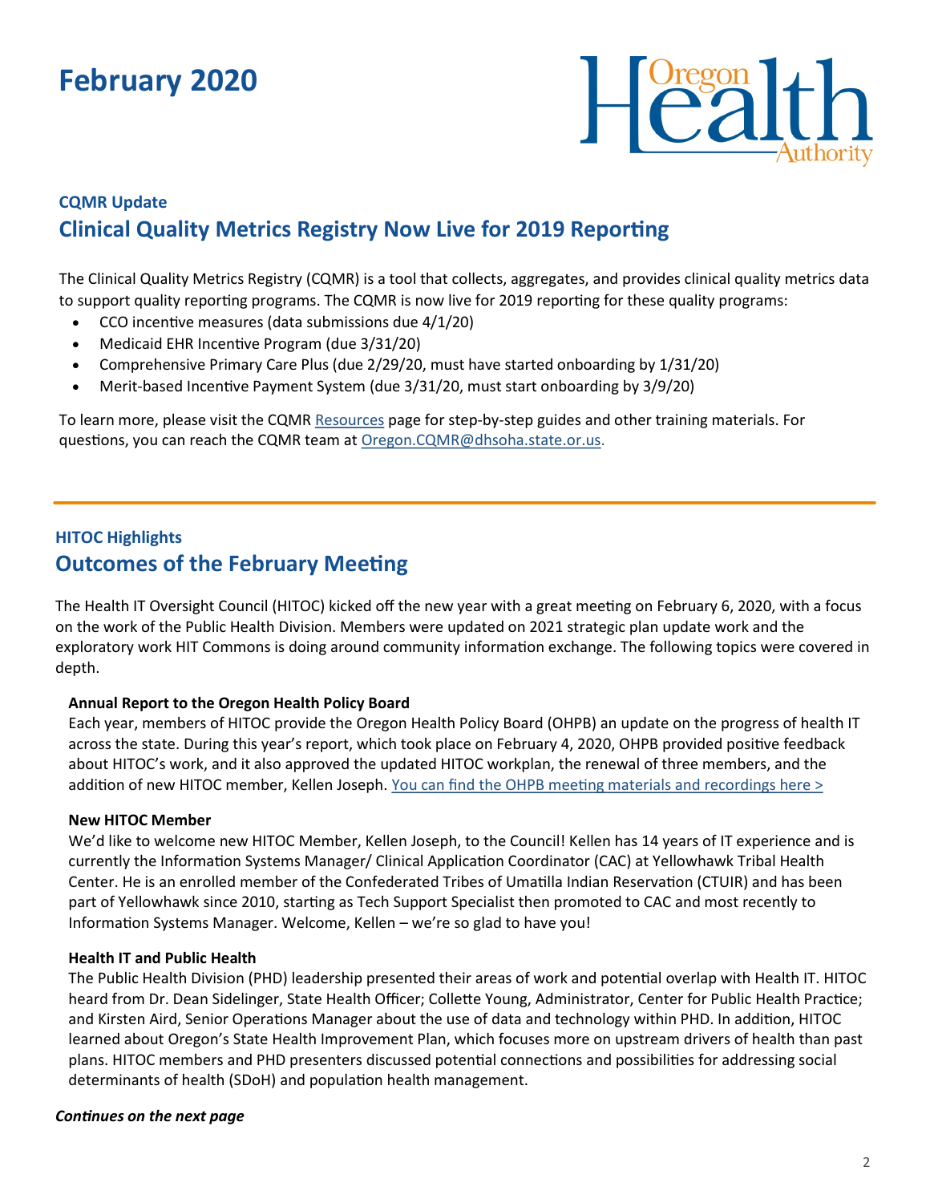# February 2020

Oregon Health Authority

### CQMR Update

## Clinical Quality Metrics Registry Now Live for 2019 Reporting

The Clinical Quality Metrics Registry (CQMR) is a tool that collects, aggregates, and provides clinical quality metrics data to support quality reporting programs. The CQMR is now live for 2019 reporting for these quality programs:

- CCO incentive measures (data submissions due 4/1/20)
- Medicaid EHR Incentive Program (due 3/31/20)
- Comprehensive Primary Care Plus (due 2/29/20, must have started onboarding by 1/31/20)
- Merit-based Incentive Payment System (due 3/31/20, must start onboarding by 3/9/20)

To learn more, please visit the CQMR Resources page for step-by-step guides and other training materials. For questions, you can reach the CQMR team at Oregon.CQMR@dhsoha.state.or.us.

---

### HITOC Highlights

## Outcomes of the February Meeting

The Health IT Oversight Council (HITOC) kicked off the new year with a great meeting on February 6, 2020, with a focus on the work of the Public Health Division. Members were updated on 2021 strategic plan update work and the exploratory work HIT Commons is doing around community information exchange. The following topics were covered in depth.

**Annual Report to the Oregon Health Policy Board**

Each year, members of HITOC provide the Oregon Health Policy Board (OHPB) an update on the progress of health IT across the state. During this year's report, which took place on February 4, 2020, OHPB provided positive feedback about HITOC's work, and it also approved the updated HITOC workplan, the renewal of three members, and the addition of new HITOC member, Kellen Joseph. You can find the OHPB meeting materials and recordings here >

**New HITOC Member**

We'd like to welcome new HITOC Member, Kellen Joseph, to the Council! Kellen has 14 years of IT experience and is currently the Information Systems Manager/ Clinical Application Coordinator (CAC) at Yellowhawk Tribal Health Center. He is an enrolled member of the Confederated Tribes of Umatilla Indian Reservation (CTUIR) and has been part of Yellowhawk since 2010, starting as Tech Support Specialist then promoted to CAC and most recently to Information Systems Manager. Welcome, Kellen – we're so glad to have you!

**Health IT and Public Health**

The Public Health Division (PHD) leadership presented their areas of work and potential overlap with Health IT. HITOC heard from Dr. Dean Sidelinger, State Health Officer; Collette Young, Administrator, Center for Public Health Practice; and Kirsten Aird, Senior Operations Manager about the use of data and technology within PHD. In addition, HITOC learned about Oregon's State Health Improvement Plan, which focuses more on upstream drivers of health than past plans. HITOC members and PHD presenters discussed potential connections and possibilities for addressing social determinants of health (SDoH) and population health management.

***Continues on the next page***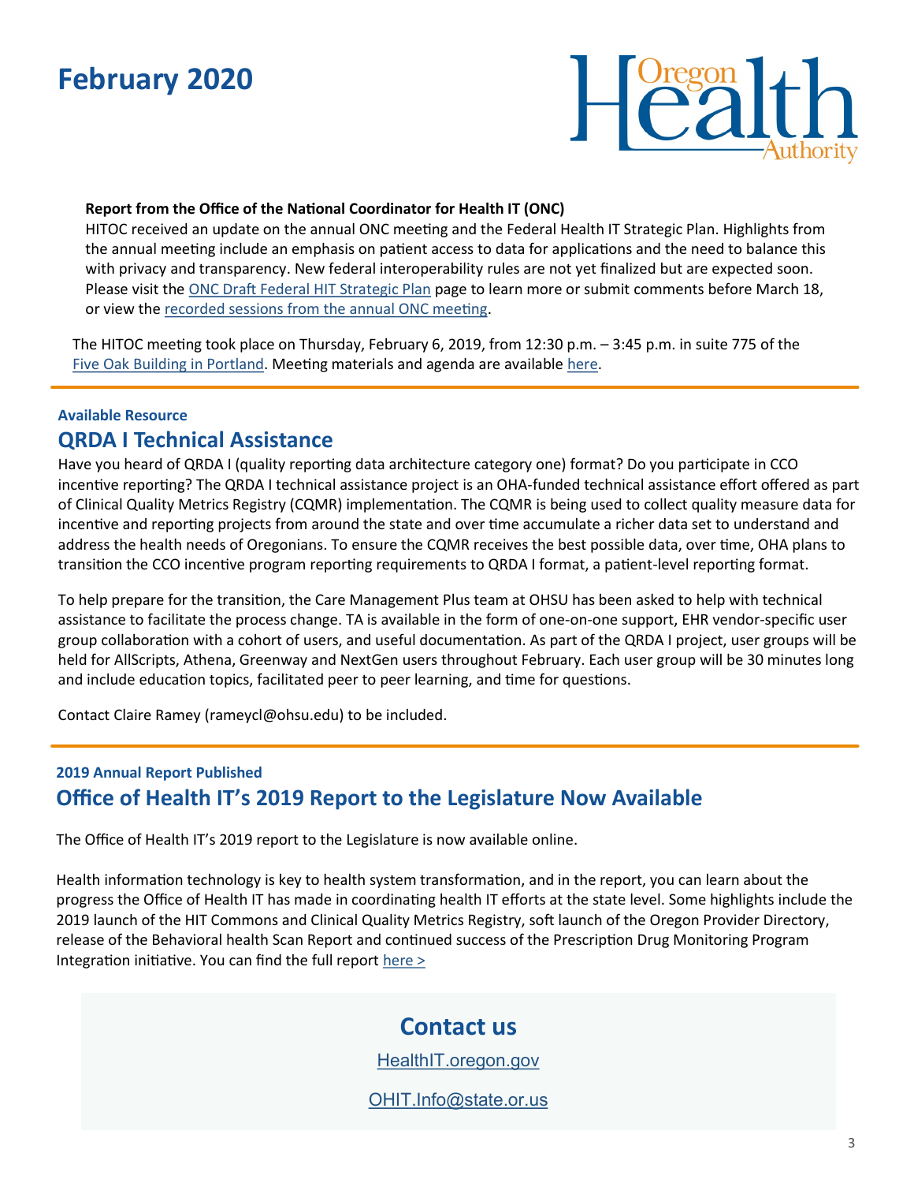# February 2020

**Report from the Office of the National Coordinator for Health IT (ONC)**

HITOC received an update on the annual ONC meeting and the Federal Health IT Strategic Plan. Highlights from the annual meeting include an emphasis on patient access to data for applications and the need to balance this with privacy and transparency. New federal interoperability rules are not yet finalized but are expected soon. Please visit the ONC Draft Federal HIT Strategic Plan page to learn more or submit comments before March 18, or view the recorded sessions from the annual ONC meeting.

The HITOC meeting took place on Thursday, February 6, 2019, from 12:30 p.m. – 3:45 p.m. in suite 775 of the Five Oak Building in Portland. Meeting materials and agenda are available here.

---

### Available Resource

## QRDA I Technical Assistance

Have you heard of QRDA I (quality reporting data architecture category one) format? Do you participate in CCO incentive reporting? The QRDA I technical assistance project is an OHA-funded technical assistance effort offered as part of Clinical Quality Metrics Registry (CQMR) implementation. The CQMR is being used to collect quality measure data for incentive and reporting projects from around the state and over time accumulate a richer data set to understand and address the health needs of Oregonians. To ensure the CQMR receives the best possible data, over time, OHA plans to transition the CCO incentive program reporting requirements to QRDA I format, a patient-level reporting format.

To help prepare for the transition, the Care Management Plus team at OHSU has been asked to help with technical assistance to facilitate the process change. TA is available in the form of one-on-one support, EHR vendor-specific user group collaboration with a cohort of users, and useful documentation. As part of the QRDA I project, user groups will be held for AllScripts, Athena, Greenway and NextGen users throughout February. Each user group will be 30 minutes long and include education topics, facilitated peer to peer learning, and time for questions.

Contact Claire Ramey (rameycl@ohsu.edu) to be included.

---

### 2019 Annual Report Published

## Office of Health IT's 2019 Report to the Legislature Now Available

The Office of Health IT's 2019 report to the Legislature is now available online.

Health information technology is key to health system transformation, and in the report, you can learn about the progress the Office of Health IT has made in coordinating health IT efforts at the state level. Some highlights include the 2019 launch of the HIT Commons and Clinical Quality Metrics Registry, soft launch of the Oregon Provider Directory, release of the Behavioral health Scan Report and continued success of the Prescription Drug Monitoring Program Integration initiative. You can find the full report here >

## Contact us

HealthIT.oregon.gov

OHIT.Info@state.or.us